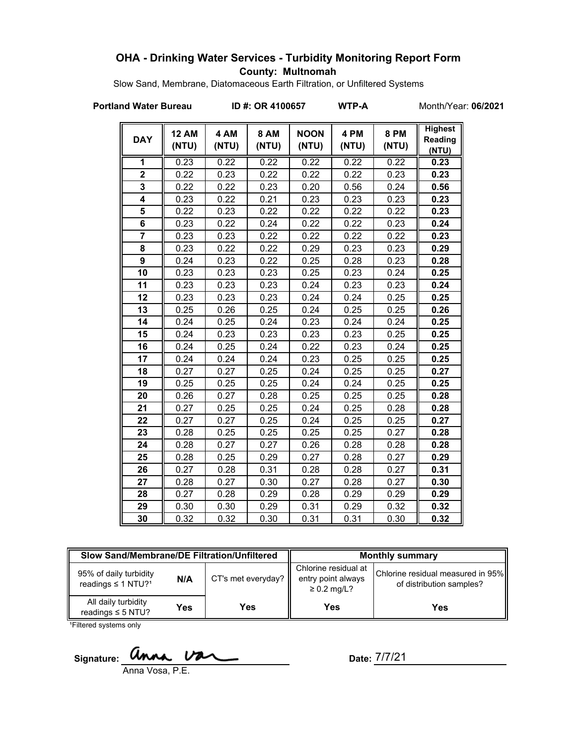# OHA - Drinking Water Services - Turbidity Monitoring Report Form

**County: Multnomah**

Slow Sand, Membrane, Diatomaceous Earth Filtration, or Unfiltered Systems

**Portland Water Bureau** **ID #: OR 4100657** **WTP-A** Month/Year: **06/2021**

| DAY | 12 AM (NTU) | 4 AM (NTU) | 8 AM (NTU) | NOON (NTU) | 4 PM (NTU) | 8 PM (NTU) | Highest Reading (NTU) |
|---|---|---|---|---|---|---|---|
| 1 | 0.23 | 0.22 | 0.22 | 0.22 | 0.22 | 0.22 | **0.23** |
| 2 | 0.22 | 0.23 | 0.22 | 0.22 | 0.22 | 0.23 | **0.23** |
| 3 | 0.22 | 0.22 | 0.23 | 0.20 | 0.56 | 0.24 | **0.56** |
| 4 | 0.23 | 0.22 | 0.21 | 0.23 | 0.23 | 0.23 | **0.23** |
| 5 | 0.22 | 0.23 | 0.22 | 0.22 | 0.22 | 0.22 | **0.23** |
| 6 | 0.23 | 0.22 | 0.24 | 0.22 | 0.22 | 0.23 | **0.24** |
| 7 | 0.23 | 0.23 | 0.22 | 0.22 | 0.22 | 0.22 | **0.23** |
| 8 | 0.23 | 0.22 | 0.22 | 0.29 | 0.23 | 0.23 | **0.29** |
| 9 | 0.24 | 0.23 | 0.22 | 0.25 | 0.28 | 0.23 | **0.28** |
| 10 | 0.23 | 0.23 | 0.23 | 0.25 | 0.23 | 0.24 | **0.25** |
| 11 | 0.23 | 0.23 | 0.23 | 0.24 | 0.23 | 0.23 | **0.24** |
| 12 | 0.23 | 0.23 | 0.23 | 0.24 | 0.24 | 0.25 | **0.25** |
| 13 | 0.25 | 0.26 | 0.25 | 0.24 | 0.25 | 0.25 | **0.26** |
| 14 | 0.24 | 0.25 | 0.24 | 0.23 | 0.24 | 0.24 | **0.25** |
| 15 | 0.24 | 0.23 | 0.23 | 0.23 | 0.23 | 0.25 | **0.25** |
| 16 | 0.24 | 0.25 | 0.24 | 0.22 | 0.23 | 0.24 | **0.25** |
| 17 | 0.24 | 0.24 | 0.24 | 0.23 | 0.25 | 0.25 | **0.25** |
| 18 | 0.27 | 0.27 | 0.25 | 0.24 | 0.25 | 0.25 | **0.27** |
| 19 | 0.25 | 0.25 | 0.25 | 0.24 | 0.24 | 0.25 | **0.25** |
| 20 | 0.26 | 0.27 | 0.28 | 0.25 | 0.25 | 0.25 | **0.28** |
| 21 | 0.27 | 0.25 | 0.25 | 0.24 | 0.25 | 0.28 | **0.28** |
| 22 | 0.27 | 0.27 | 0.25 | 0.24 | 0.25 | 0.25 | **0.27** |
| 23 | 0.28 | 0.25 | 0.25 | 0.25 | 0.25 | 0.27 | **0.28** |
| 24 | 0.28 | 0.27 | 0.27 | 0.26 | 0.28 | 0.28 | **0.28** |
| 25 | 0.28 | 0.25 | 0.29 | 0.27 | 0.28 | 0.27 | **0.29** |
| 26 | 0.27 | 0.28 | 0.31 | 0.28 | 0.28 | 0.27 | **0.31** |
| 27 | 0.28 | 0.27 | 0.30 | 0.27 | 0.28 | 0.27 | **0.30** |
| 28 | 0.27 | 0.28 | 0.29 | 0.28 | 0.29 | 0.29 | **0.29** |
| 29 | 0.30 | 0.30 | 0.29 | 0.31 | 0.29 | 0.32 | **0.32** |
| 30 | 0.32 | 0.32 | 0.30 | 0.31 | 0.31 | 0.30 | **0.32** |

| Slow Sand/Membrane/DE Filtration/Unfiltered | | | Monthly summary | |
|---|---|---|---|---|
| 95% of daily turbidity readings ≤ 1 NTU?[1] | N/A | CT's met everyday? | Chlorine residual at entry point always ≥ 0.2 mg/L? | Chlorine residual measured in 95% of distribution samples? |
| All daily turbidity readings ≤ 5 NTU? | Yes | Yes | Yes | Yes |

[1]Filtered systems only

Signature: Anna Vosa, P.E.

Date: 7/7/21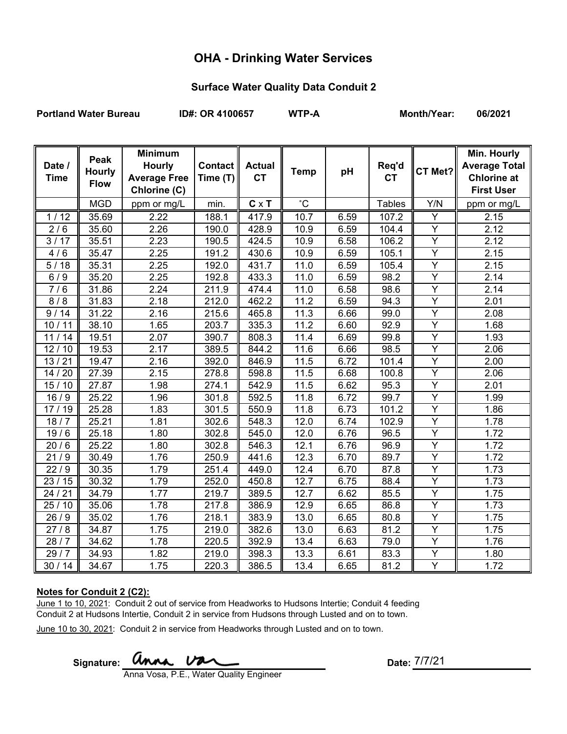# OHA - Drinking Water Services

## Surface Water Quality Data Conduit 2

**Portland Water Bureau** **ID#: OR 4100657** **WTP-A** **Month/Year: 06/2021**

| Date / Time | Peak Hourly Flow | Minimum Hourly Average Free Chlorine (C) | Contact Time (T) | Actual CT | Temp | pH | Req'd CT | CT Met? | Min. Hourly Average Total Chlorine at First User |
|---|---|---|---|---|---|---|---|---|---|
| | MGD | ppm or mg/L | min. | **C** x **T** | ˚C | | Tables | Y/N | ppm or mg/L |
| 1 / 12 | 35.69 | 2.22 | 188.1 | 417.9 | 10.7 | 6.59 | 107.2 | Y | 2.15 |
| 2 / 6 | 35.60 | 2.26 | 190.0 | 428.9 | 10.9 | 6.59 | 104.4 | Y | 2.12 |
| 3 / 17 | 35.51 | 2.23 | 190.5 | 424.5 | 10.9 | 6.58 | 106.2 | Y | 2.12 |
| 4 / 6 | 35.47 | 2.25 | 191.2 | 430.6 | 10.9 | 6.59 | 105.1 | Y | 2.15 |
| 5 / 18 | 35.31 | 2.25 | 192.0 | 431.7 | 11.0 | 6.59 | 105.4 | Y | 2.15 |
| 6 / 9 | 35.20 | 2.25 | 192.8 | 433.3 | 11.0 | 6.59 | 98.2 | Y | 2.14 |
| 7 / 6 | 31.86 | 2.24 | 211.9 | 474.4 | 11.0 | 6.58 | 98.6 | Y | 2.14 |
| 8 / 8 | 31.83 | 2.18 | 212.0 | 462.2 | 11.2 | 6.59 | 94.3 | Y | 2.01 |
| 9 / 14 | 31.22 | 2.16 | 215.6 | 465.8 | 11.3 | 6.66 | 99.0 | Y | 2.08 |
| 10 / 11 | 38.10 | 1.65 | 203.7 | 335.3 | 11.2 | 6.60 | 92.9 | Y | 1.68 |
| 11 / 14 | 19.51 | 2.07 | 390.7 | 808.3 | 11.4 | 6.69 | 99.8 | Y | 1.93 |
| 12 / 10 | 19.53 | 2.17 | 389.5 | 844.2 | 11.6 | 6.66 | 98.5 | Y | 2.06 |
| 13 / 21 | 19.47 | 2.16 | 392.0 | 846.9 | 11.5 | 6.72 | 101.4 | Y | 2.00 |
| 14 / 20 | 27.39 | 2.15 | 278.8 | 598.8 | 11.5 | 6.68 | 100.8 | Y | 2.06 |
| 15 / 10 | 27.87 | 1.98 | 274.1 | 542.9 | 11.5 | 6.62 | 95.3 | Y | 2.01 |
| 16 / 9 | 25.22 | 1.96 | 301.8 | 592.5 | 11.8 | 6.72 | 99.7 | Y | 1.99 |
| 17 / 19 | 25.28 | 1.83 | 301.5 | 550.9 | 11.8 | 6.73 | 101.2 | Y | 1.86 |
| 18 / 7 | 25.21 | 1.81 | 302.6 | 548.3 | 12.0 | 6.74 | 102.9 | Y | 1.78 |
| 19 / 6 | 25.18 | 1.80 | 302.8 | 545.0 | 12.0 | 6.76 | 96.5 | Y | 1.72 |
| 20 / 6 | 25.22 | 1.80 | 302.8 | 546.3 | 12.1 | 6.76 | 96.9 | Y | 1.72 |
| 21 / 9 | 30.49 | 1.76 | 250.9 | 441.6 | 12.3 | 6.70 | 89.7 | Y | 1.72 |
| 22 / 9 | 30.35 | 1.79 | 251.4 | 449.0 | 12.4 | 6.70 | 87.8 | Y | 1.73 |
| 23 / 15 | 30.32 | 1.79 | 252.0 | 450.8 | 12.7 | 6.75 | 88.4 | Y | 1.73 |
| 24 / 21 | 34.79 | 1.77 | 219.7 | 389.5 | 12.7 | 6.62 | 85.5 | Y | 1.75 |
| 25 / 10 | 35.06 | 1.78 | 217.8 | 386.9 | 12.9 | 6.65 | 86.8 | Y | 1.73 |
| 26 / 9 | 35.02 | 1.76 | 218.1 | 383.9 | 13.0 | 6.65 | 80.8 | Y | 1.75 |
| 27 / 8 | 34.87 | 1.75 | 219.0 | 382.6 | 13.0 | 6.63 | 81.2 | Y | 1.75 |
| 28 / 7 | 34.62 | 1.78 | 220.5 | 392.9 | 13.4 | 6.63 | 79.0 | Y | 1.76 |
| 29 / 7 | 34.93 | 1.82 | 219.0 | 398.3 | 13.3 | 6.61 | 83.3 | Y | 1.80 |
| 30 / 14 | 34.67 | 1.75 | 220.3 | 386.5 | 13.4 | 6.65 | 81.2 | Y | 1.72 |

**Notes for Conduit 2 (C2):**

June 1 to 10, 2021: Conduit 2 out of service from Headworks to Hudsons Intertie; Conduit 4 feeding Conduit 2 at Hudsons Intertie, Conduit 2 in service from Hudsons through Lusted and on to town.

June 10 to 30, 2021: Conduit 2 in service from Headworks through Lusted and on to town.

Signature: Anna Vosa
Anna Vosa, P.E., Water Quality Engineer

Date: 7/7/21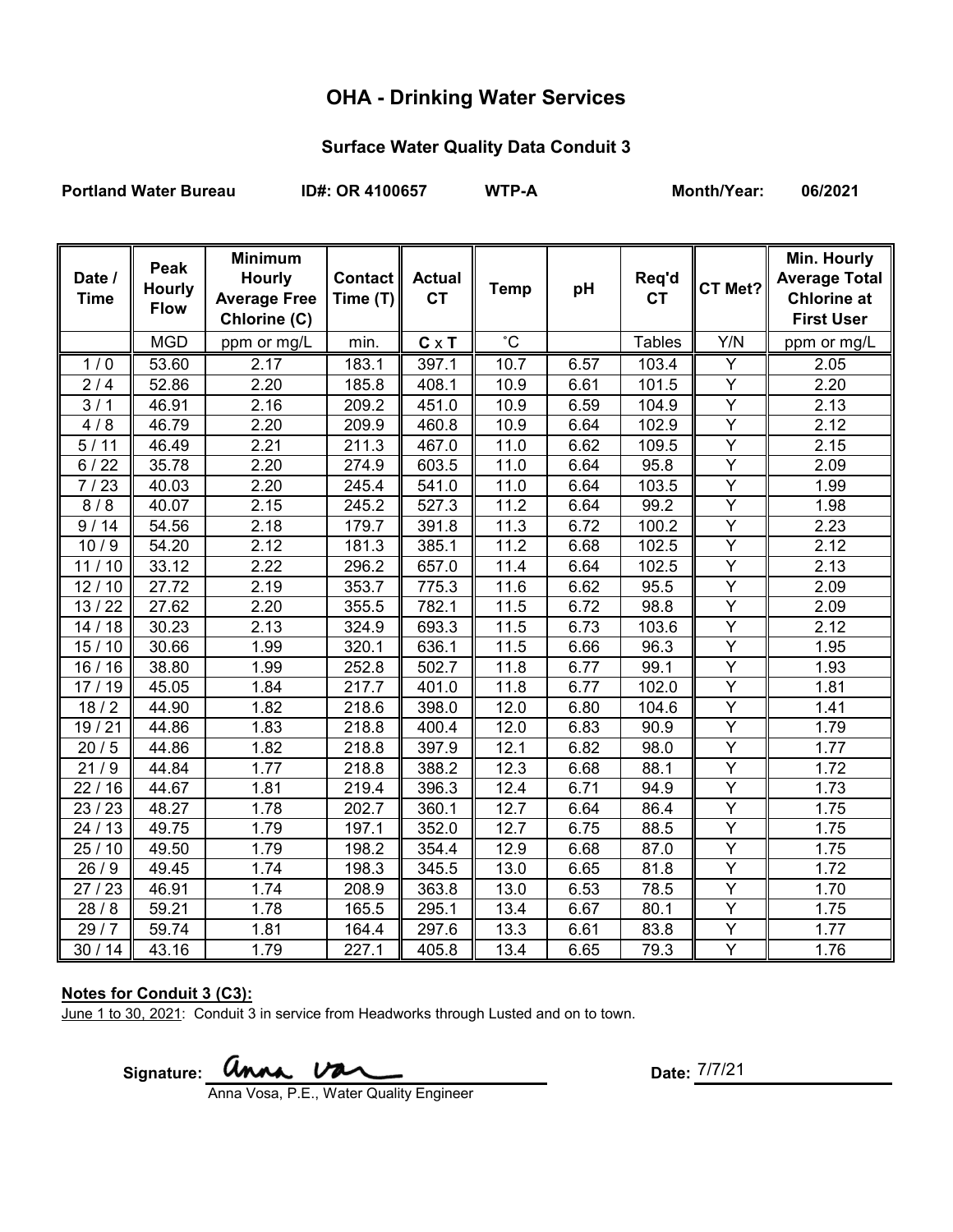# OHA - Drinking Water Services

## Surface Water Quality Data Conduit 3

**Portland Water Bureau** **ID#: OR 4100657** **WTP-A** **Month/Year: 06/2021**

| Date / Time | Peak Hourly Flow | Minimum Hourly Average Free Chlorine (C) | Contact Time (T) | Actual CT | Temp | pH | Req'd CT | CT Met? | Min. Hourly Average Total Chlorine at First User |
|---|---|---|---|---|---|---|---|---|---|
| | MGD | ppm or mg/L | min. | **C** x **T** | ˚C | | Tables | Y/N | ppm or mg/L |
| 1 / 0 | 53.60 | 2.17 | 183.1 | 397.1 | 10.7 | 6.57 | 103.4 | Y | 2.05 |
| 2 / 4 | 52.86 | 2.20 | 185.8 | 408.1 | 10.9 | 6.61 | 101.5 | Y | 2.20 |
| 3 / 1 | 46.91 | 2.16 | 209.2 | 451.0 | 10.9 | 6.59 | 104.9 | Y | 2.13 |
| 4 / 8 | 46.79 | 2.20 | 209.9 | 460.8 | 10.9 | 6.64 | 102.9 | Y | 2.12 |
| 5 / 11 | 46.49 | 2.21 | 211.3 | 467.0 | 11.0 | 6.62 | 109.5 | Y | 2.15 |
| 6 / 22 | 35.78 | 2.20 | 274.9 | 603.5 | 11.0 | 6.64 | 95.8 | Y | 2.09 |
| 7 / 23 | 40.03 | 2.20 | 245.4 | 541.0 | 11.0 | 6.64 | 103.5 | Y | 1.99 |
| 8 / 8 | 40.07 | 2.15 | 245.2 | 527.3 | 11.2 | 6.64 | 99.2 | Y | 1.98 |
| 9 / 14 | 54.56 | 2.18 | 179.7 | 391.8 | 11.3 | 6.72 | 100.2 | Y | 2.23 |
| 10 / 9 | 54.20 | 2.12 | 181.3 | 385.1 | 11.2 | 6.68 | 102.5 | Y | 2.12 |
| 11 / 10 | 33.12 | 2.22 | 296.2 | 657.0 | 11.4 | 6.64 | 102.5 | Y | 2.13 |
| 12 / 10 | 27.72 | 2.19 | 353.7 | 775.3 | 11.6 | 6.62 | 95.5 | Y | 2.09 |
| 13 / 22 | 27.62 | 2.20 | 355.5 | 782.1 | 11.5 | 6.72 | 98.8 | Y | 2.09 |
| 14 / 18 | 30.23 | 2.13 | 324.9 | 693.3 | 11.5 | 6.73 | 103.6 | Y | 2.12 |
| 15 / 10 | 30.66 | 1.99 | 320.1 | 636.1 | 11.5 | 6.66 | 96.3 | Y | 1.95 |
| 16 / 16 | 38.80 | 1.99 | 252.8 | 502.7 | 11.8 | 6.77 | 99.1 | Y | 1.93 |
| 17 / 19 | 45.05 | 1.84 | 217.7 | 401.0 | 11.8 | 6.77 | 102.0 | Y | 1.81 |
| 18 / 2 | 44.90 | 1.82 | 218.6 | 398.0 | 12.0 | 6.80 | 104.6 | Y | 1.41 |
| 19 / 21 | 44.86 | 1.83 | 218.8 | 400.4 | 12.0 | 6.83 | 90.9 | Y | 1.79 |
| 20 / 5 | 44.86 | 1.82 | 218.8 | 397.9 | 12.1 | 6.82 | 98.0 | Y | 1.77 |
| 21 / 9 | 44.84 | 1.77 | 218.8 | 388.2 | 12.3 | 6.68 | 88.1 | Y | 1.72 |
| 22 / 16 | 44.67 | 1.81 | 219.4 | 396.3 | 12.4 | 6.71 | 94.9 | Y | 1.73 |
| 23 / 23 | 48.27 | 1.78 | 202.7 | 360.1 | 12.7 | 6.64 | 86.4 | Y | 1.75 |
| 24 / 13 | 49.75 | 1.79 | 197.1 | 352.0 | 12.7 | 6.75 | 88.5 | Y | 1.75 |
| 25 / 10 | 49.50 | 1.79 | 198.2 | 354.4 | 12.9 | 6.68 | 87.0 | Y | 1.75 |
| 26 / 9 | 49.45 | 1.74 | 198.3 | 345.5 | 13.0 | 6.65 | 81.8 | Y | 1.72 |
| 27 / 23 | 46.91 | 1.74 | 208.9 | 363.8 | 13.0 | 6.53 | 78.5 | Y | 1.70 |
| 28 / 8 | 59.21 | 1.78 | 165.5 | 295.1 | 13.4 | 6.67 | 80.1 | Y | 1.75 |
| 29 / 7 | 59.74 | 1.81 | 164.4 | 297.6 | 13.3 | 6.61 | 83.8 | Y | 1.77 |
| 30 / 14 | 43.16 | 1.79 | 227.1 | 405.8 | 13.4 | 6.65 | 79.3 | Y | 1.76 |

**Notes for Conduit 3 (C3):**

June 1 to 30, 2021: Conduit 3 in service from Headworks through Lusted and on to town.

**Signature:** Anna Vosa

Anna Vosa, P.E., Water Quality Engineer

**Date:** 7/7/21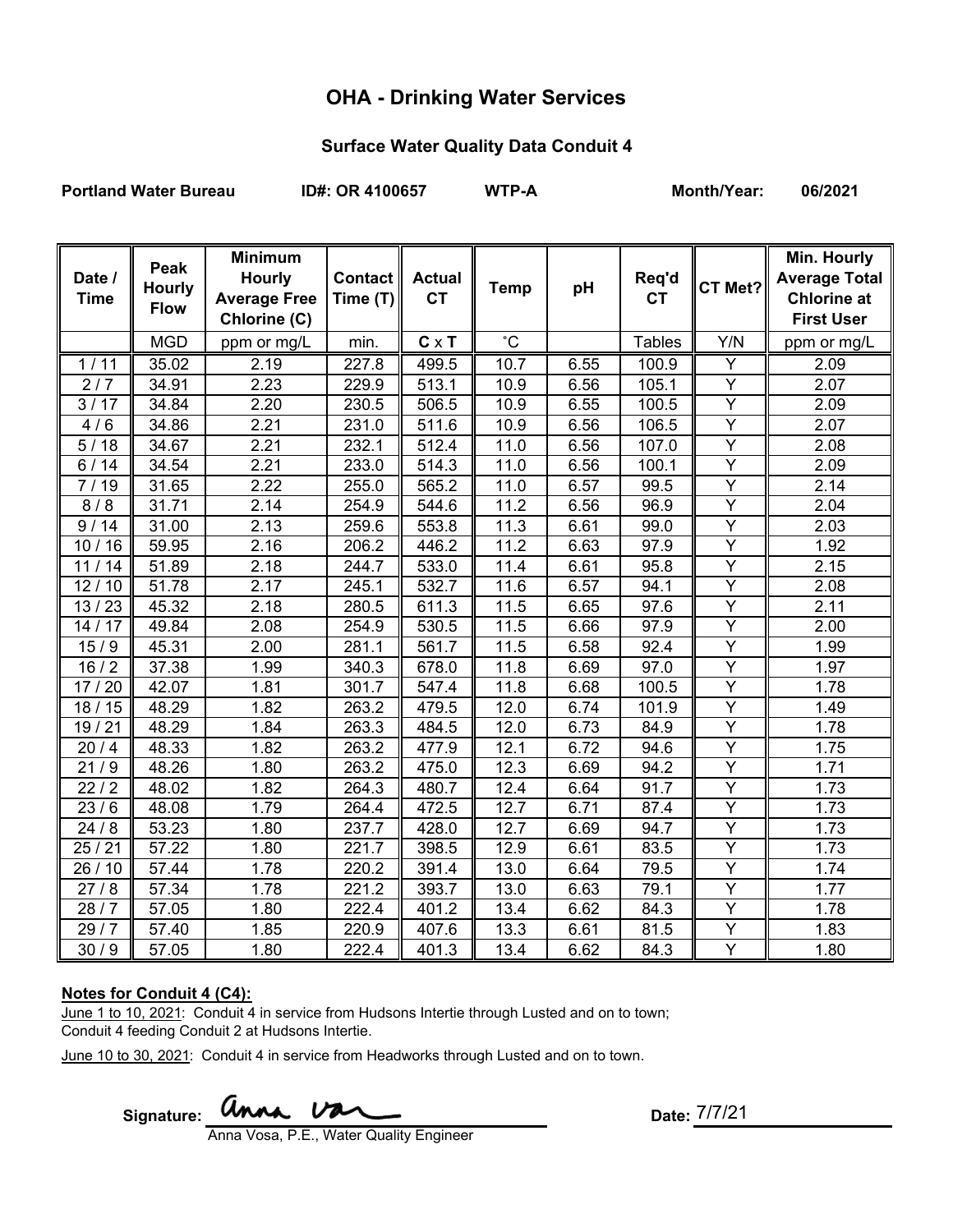# OHA - Drinking Water Services

## Surface Water Quality Data Conduit 4

**Portland Water Bureau** **ID#: OR 4100657** **WTP-A** **Month/Year: 06/2021**

| Date / Time | Peak Hourly Flow | Minimum Hourly Average Free Chlorine (C) | Contact Time (T) | Actual CT | Temp | pH | Req'd CT | CT Met? | Min. Hourly Average Total Chlorine at First User |
|---|---|---|---|---|---|---|---|---|---|
| | MGD | ppm or mg/L | min. | C x T | ˚C | | Tables | Y/N | ppm or mg/L |
| 1 / 11 | 35.02 | 2.19 | 227.8 | 499.5 | 10.7 | 6.55 | 100.9 | Y | 2.09 |
| 2 / 7 | 34.91 | 2.23 | 229.9 | 513.1 | 10.9 | 6.56 | 105.1 | Y | 2.07 |
| 3 / 17 | 34.84 | 2.20 | 230.5 | 506.5 | 10.9 | 6.55 | 100.5 | Y | 2.09 |
| 4 / 6 | 34.86 | 2.21 | 231.0 | 511.6 | 10.9 | 6.56 | 106.5 | Y | 2.07 |
| 5 / 18 | 34.67 | 2.21 | 232.1 | 512.4 | 11.0 | 6.56 | 107.0 | Y | 2.08 |
| 6 / 14 | 34.54 | 2.21 | 233.0 | 514.3 | 11.0 | 6.56 | 100.1 | Y | 2.09 |
| 7 / 19 | 31.65 | 2.22 | 255.0 | 565.2 | 11.0 | 6.57 | 99.5 | Y | 2.14 |
| 8 / 8 | 31.71 | 2.14 | 254.9 | 544.6 | 11.2 | 6.56 | 96.9 | Y | 2.04 |
| 9 / 14 | 31.00 | 2.13 | 259.6 | 553.8 | 11.3 | 6.61 | 99.0 | Y | 2.03 |
| 10 / 16 | 59.95 | 2.16 | 206.2 | 446.2 | 11.2 | 6.63 | 97.9 | Y | 1.92 |
| 11 / 14 | 51.89 | 2.18 | 244.7 | 533.0 | 11.4 | 6.61 | 95.8 | Y | 2.15 |
| 12 / 10 | 51.78 | 2.17 | 245.1 | 532.7 | 11.6 | 6.57 | 94.1 | Y | 2.08 |
| 13 / 23 | 45.32 | 2.18 | 280.5 | 611.3 | 11.5 | 6.65 | 97.6 | Y | 2.11 |
| 14 / 17 | 49.84 | 2.08 | 254.9 | 530.5 | 11.5 | 6.66 | 97.9 | Y | 2.00 |
| 15 / 9 | 45.31 | 2.00 | 281.1 | 561.7 | 11.5 | 6.58 | 92.4 | Y | 1.99 |
| 16 / 2 | 37.38 | 1.99 | 340.3 | 678.0 | 11.8 | 6.69 | 97.0 | Y | 1.97 |
| 17 / 20 | 42.07 | 1.81 | 301.7 | 547.4 | 11.8 | 6.68 | 100.5 | Y | 1.78 |
| 18 / 15 | 48.29 | 1.82 | 263.2 | 479.5 | 12.0 | 6.74 | 101.9 | Y | 1.49 |
| 19 / 21 | 48.29 | 1.84 | 263.3 | 484.5 | 12.0 | 6.73 | 84.9 | Y | 1.78 |
| 20 / 4 | 48.33 | 1.82 | 263.2 | 477.9 | 12.1 | 6.72 | 94.6 | Y | 1.75 |
| 21 / 9 | 48.26 | 1.80 | 263.2 | 475.0 | 12.3 | 6.69 | 94.2 | Y | 1.71 |
| 22 / 2 | 48.02 | 1.82 | 264.3 | 480.7 | 12.4 | 6.64 | 91.7 | Y | 1.73 |
| 23 / 6 | 48.08 | 1.79 | 264.4 | 472.5 | 12.7 | 6.71 | 87.4 | Y | 1.73 |
| 24 / 8 | 53.23 | 1.80 | 237.7 | 428.0 | 12.7 | 6.69 | 94.7 | Y | 1.73 |
| 25 / 21 | 57.22 | 1.80 | 221.7 | 398.5 | 12.9 | 6.61 | 83.5 | Y | 1.73 |
| 26 / 10 | 57.44 | 1.78 | 220.2 | 391.4 | 13.0 | 6.64 | 79.5 | Y | 1.74 |
| 27 / 8 | 57.34 | 1.78 | 221.2 | 393.7 | 13.0 | 6.63 | 79.1 | Y | 1.77 |
| 28 / 7 | 57.05 | 1.80 | 222.4 | 401.2 | 13.4 | 6.62 | 84.3 | Y | 1.78 |
| 29 / 7 | 57.40 | 1.85 | 220.9 | 407.6 | 13.3 | 6.61 | 81.5 | Y | 1.83 |
| 30 / 9 | 57.05 | 1.80 | 222.4 | 401.3 | 13.4 | 6.62 | 84.3 | Y | 1.80 |

**Notes for Conduit 4 (C4):**

June 1 to 10, 2021: Conduit 4 in service from Hudsons Intertie through Lusted and on to town; Conduit 4 feeding Conduit 2 at Hudsons Intertie.

June 10 to 30, 2021: Conduit 4 in service from Headworks through Lusted and on to town.

Signature: Anna Vosa
Anna Vosa, P.E., Water Quality Engineer

Date: 7/7/21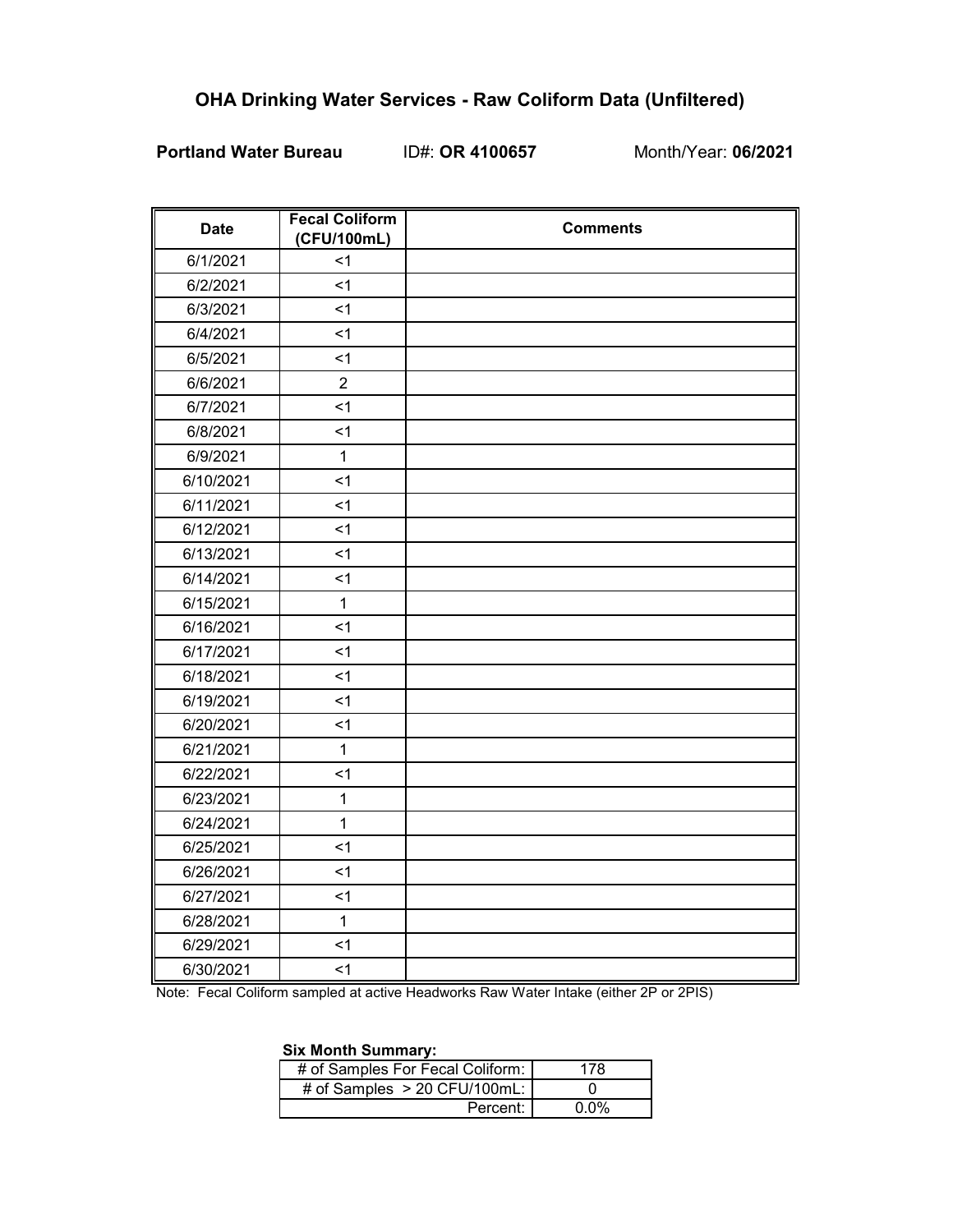# OHA Drinking Water Services - Raw Coliform Data (Unfiltered)

**Portland Water Bureau** ID#: **OR 4100657** Month/Year: **06/2021**

| Date | Fecal Coliform (CFU/100mL) | Comments |
|---|---|---|
| 6/1/2021 | <1 | |
| 6/2/2021 | <1 | |
| 6/3/2021 | <1 | |
| 6/4/2021 | <1 | |
| 6/5/2021 | <1 | |
| 6/6/2021 | 2 | |
| 6/7/2021 | <1 | |
| 6/8/2021 | <1 | |
| 6/9/2021 | 1 | |
| 6/10/2021 | <1 | |
| 6/11/2021 | <1 | |
| 6/12/2021 | <1 | |
| 6/13/2021 | <1 | |
| 6/14/2021 | <1 | |
| 6/15/2021 | 1 | |
| 6/16/2021 | <1 | |
| 6/17/2021 | <1 | |
| 6/18/2021 | <1 | |
| 6/19/2021 | <1 | |
| 6/20/2021 | <1 | |
| 6/21/2021 | 1 | |
| 6/22/2021 | <1 | |
| 6/23/2021 | 1 | |
| 6/24/2021 | 1 | |
| 6/25/2021 | <1 | |
| 6/26/2021 | <1 | |
| 6/27/2021 | <1 | |
| 6/28/2021 | 1 | |
| 6/29/2021 | <1 | |
| 6/30/2021 | <1 | |

Note: Fecal Coliform sampled at active Headworks Raw Water Intake (either 2P or 2PIS)

**Six Month Summary:**

| | |
|---|---|
| # of Samples For Fecal Coliform: | 178 |
| # of Samples > 20 CFU/100mL: | 0 |
| Percent: | 0.0% |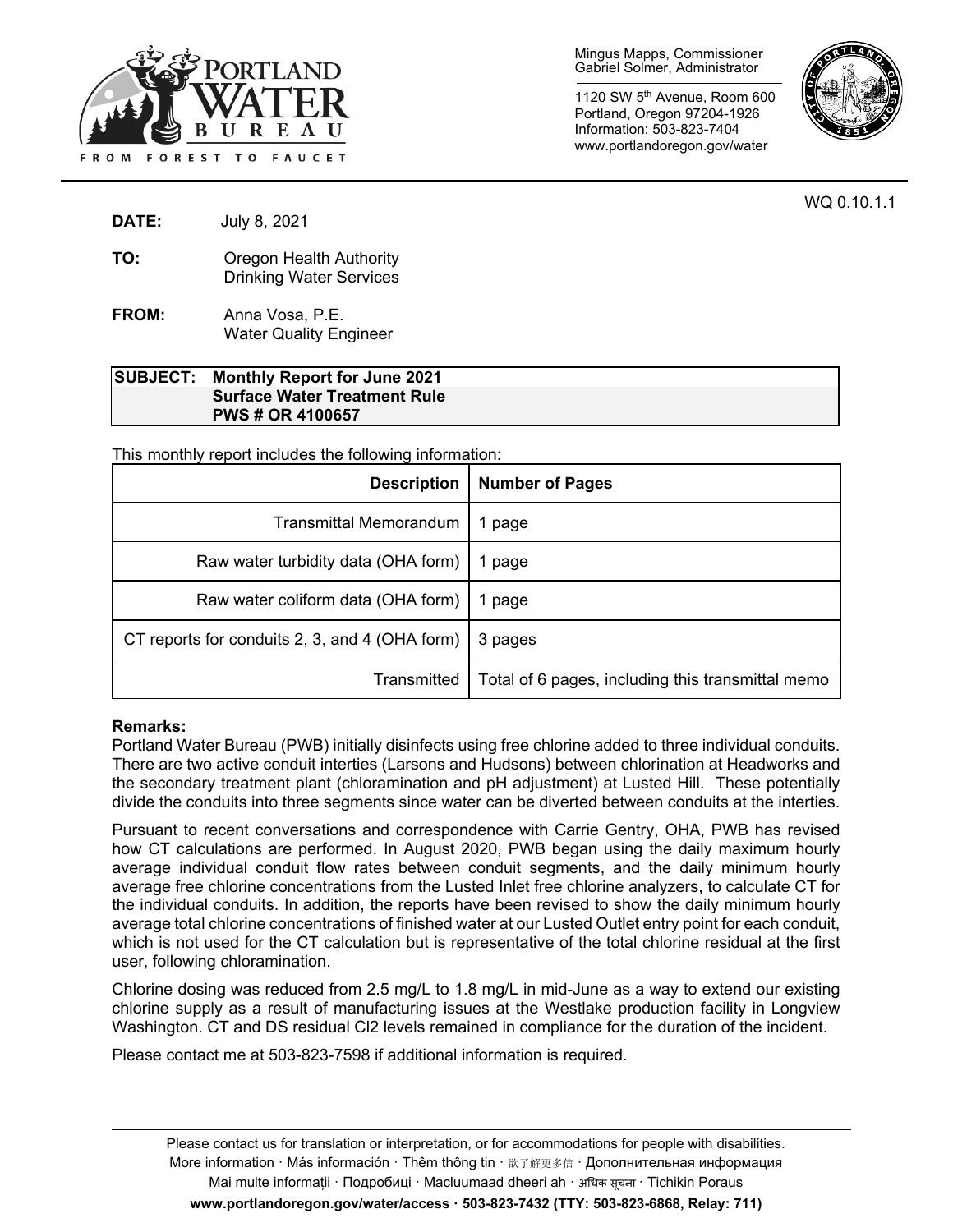Mingus Mapps, Commissioner
Gabriel Solmer, Administrator

1120 SW 5th Avenue, Room 600
Portland, Oregon 97204-1926
Information: 503-823-7404
www.portlandoregon.gov/water

WQ 0.10.1.1

**DATE:** July 8, 2021

**TO:** Oregon Health Authority
Drinking Water Services

**FROM:** Anna Vosa, P.E.
Water Quality Engineer

**SUBJECT: Monthly Report for June 2021**
**Surface Water Treatment Rule**
**PWS # OR 4100657**

This monthly report includes the following information:

| Description | Number of Pages |
|---|---|
| Transmittal Memorandum | 1 page |
| Raw water turbidity data (OHA form) | 1 page |
| Raw water coliform data (OHA form) | 1 page |
| CT reports for conduits 2, 3, and 4 (OHA form) | 3 pages |
| Transmitted | Total of 6 pages, including this transmittal memo |

**Remarks:**

Portland Water Bureau (PWB) initially disinfects using free chlorine added to three individual conduits. There are two active conduit interties (Larsons and Hudsons) between chlorination at Headworks and the secondary treatment plant (chloramination and pH adjustment) at Lusted Hill. These potentially divide the conduits into three segments since water can be diverted between conduits at the interties.

Pursuant to recent conversations and correspondence with Carrie Gentry, OHA, PWB has revised how CT calculations are performed. In August 2020, PWB began using the daily maximum hourly average individual conduit flow rates between conduit segments, and the daily minimum hourly average free chlorine concentrations from the Lusted Inlet free chlorine analyzers, to calculate CT for the individual conduits. In addition, the reports have been revised to show the daily minimum hourly average total chlorine concentrations of finished water at our Lusted Outlet entry point for each conduit, which is not used for the CT calculation but is representative of the total chlorine residual at the first user, following chloramination.

Chlorine dosing was reduced from 2.5 mg/L to 1.8 mg/L in mid-June as a way to extend our existing chlorine supply as a result of manufacturing issues at the Westlake production facility in Longview Washington. CT and DS residual $Cl_2$ levels remained in compliance for the duration of the incident.

Please contact me at 503-823-7598 if additional information is required.

Please contact us for translation or interpretation, or for accommodations for people with disabilities.
More information · Más información · Thêm thông tin · 欲了解更多信 · Дополнительная информация
Mai multe informații · Подробиці · Macluumaad dheeri ah · अधिक सूचना · Tichikin Poraus
**www.portlandoregon.gov/water/access · 503-823-7432 (TTY: 503-823-6868, Relay: 711)**